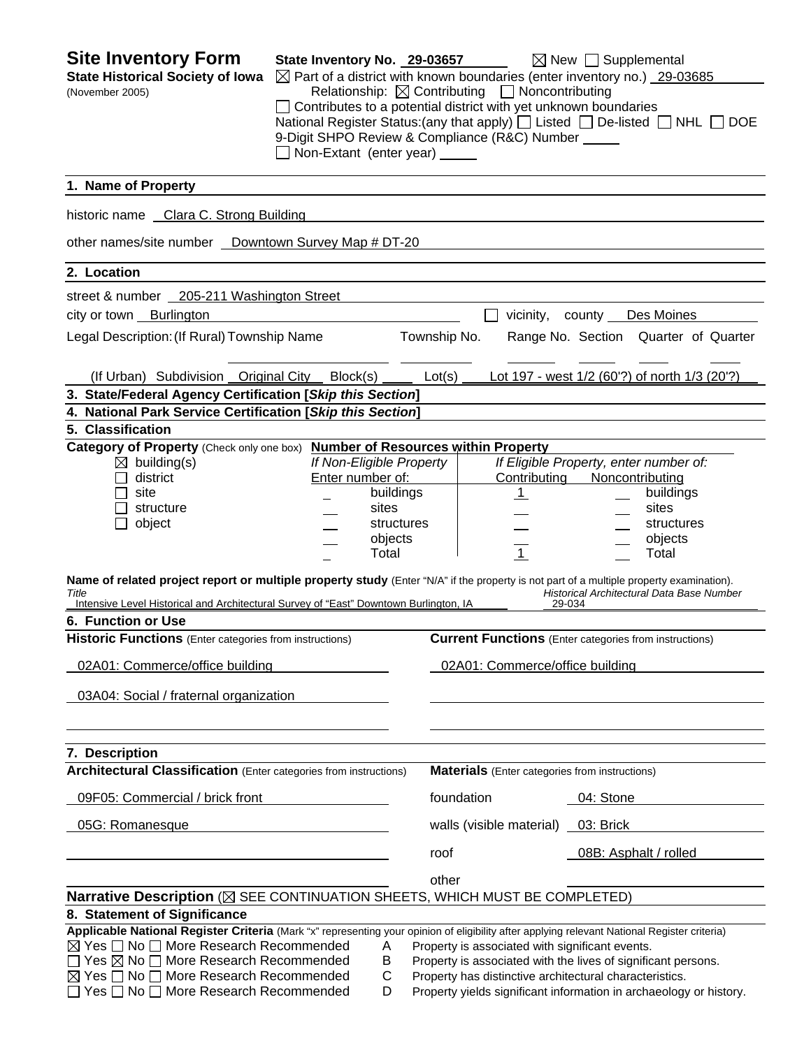# Site Inventory Form

**State Historical Society of Iowa**
(November 2005)

**State Inventory No.** 29-03657 ☒ New ☐ Supplemental

☒ Part of a district with known boundaries (enter inventory no.) 29-03685

Relationship: ☒ Contributing ☐ Noncontributing

☐ Contributes to a potential district with yet unknown boundaries

National Register Status:(any that apply) ☐ Listed ☐ De-listed ☐ NHL ☐ DOE

9-Digit SHPO Review & Compliance (R&C) Number

☐ Non-Extant (enter year)

## 1. Name of Property

historic name Clara C. Strong Building

other names/site number Downtown Survey Map # DT-20

## 2. Location

street & number 205-211 Washington Street

city or town Burlington ☐ vicinity, county Des Moines

Legal Description: (If Rural) Township Name Township No. Range No. Section Quarter of Quarter

(If Urban) Subdivision Original City Block(s) Lot(s) Lot 197 - west 1/2 (60'?) of north 1/3 (20'?)

## 3. State/Federal Agency Certification [*Skip this Section*]

## 4. National Park Service Certification [*Skip this Section*]

## 5. Classification

**Category of Property** (Check only one box)

☒ building(s)
☐ district
☐ site
☐ structure
☐ object

**Number of Resources within Property**

| If Non-Eligible Property Enter number of: | | If Eligible Property, enter number of: Contributing | Noncontributing | |
|---|---|---|---|---|
| | buildings | 1 | | buildings |
| | sites | | | sites |
| | structures | | | structures |
| | objects | | | objects |
| | Total | 1 | | Total |

**Name of related project report or multiple property study** (Enter "N/A" if the property is not part of a multiple property examination).

*Title*: Intensive Level Historical and Architectural Survey of "East" Downtown Burlington, IA

*Historical Architectural Data Base Number*: 29-034

## 6. Function or Use

| **Historic Functions** (Enter categories from instructions) | **Current Functions** (Enter categories from instructions) |
|---|---|
| 02A01: Commerce/office building | 02A01: Commerce/office building |
| 03A04: Social / fraternal organization | |

## 7. Description

**Architectural Classification** (Enter categories from instructions)

09F05: Commercial / brick front

05G: Romanesque

**Materials** (Enter categories from instructions)

foundation 04: Stone

walls (visible material) 03: Brick

roof 08B: Asphalt / rolled

other

**Narrative Description** (☒ SEE CONTINUATION SHEETS, WHICH MUST BE COMPLETED)

## 8. Statement of Significance

**Applicable National Register Criteria** (Mark "x" representing your opinion of eligibility after applying relevant National Register criteria)

☒ Yes ☐ No ☐ More Research Recommended A Property is associated with significant events.

☐ Yes ☒ No ☐ More Research Recommended B Property is associated with the lives of significant persons.

☒ Yes ☐ No ☐ More Research Recommended C Property has distinctive architectural characteristics.

☐ Yes ☐ No ☐ More Research Recommended D Property yields significant information in archaeology or history.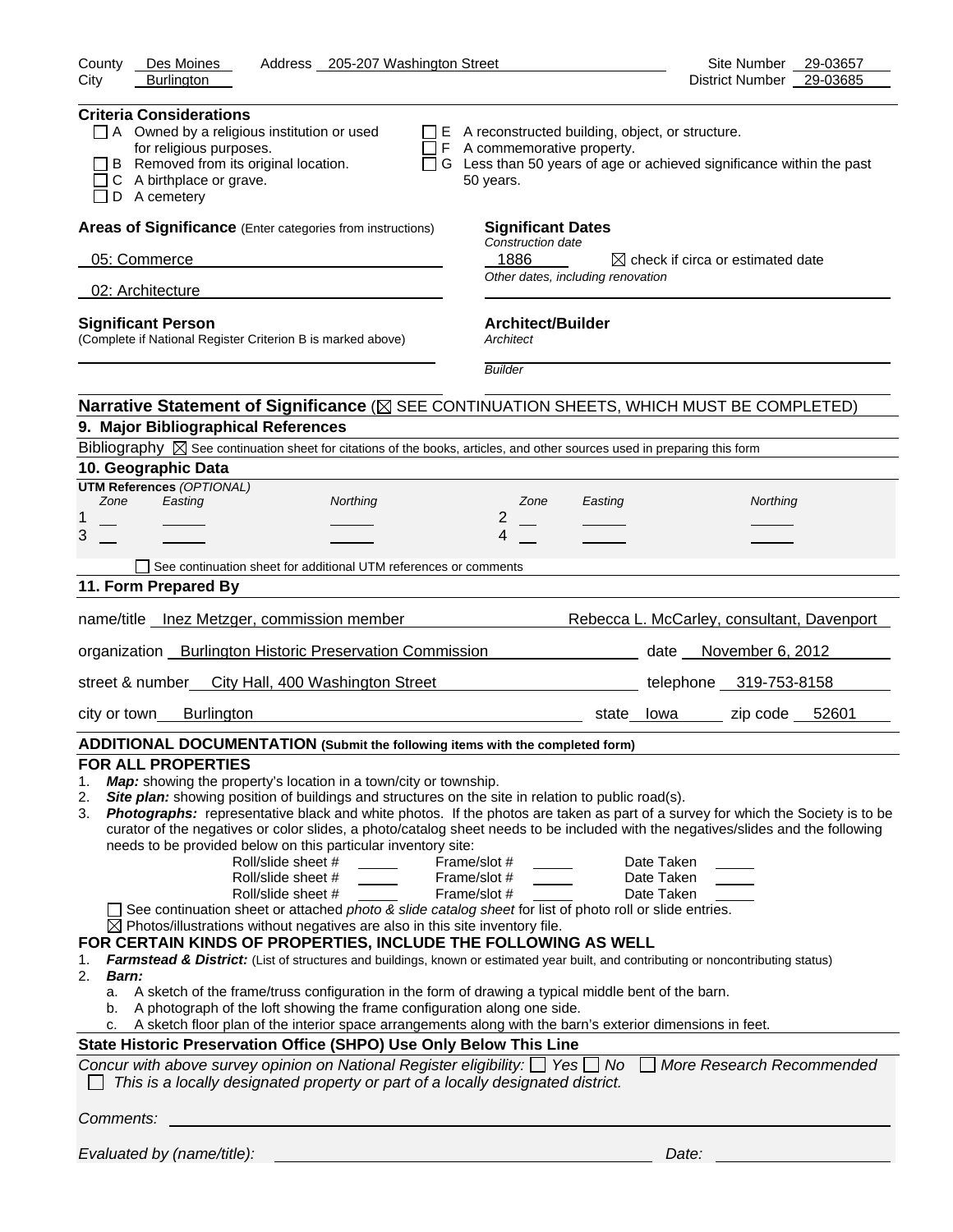County Des Moines Address 205-207 Washington Street Site Number 29-03657
City Burlington District Number 29-03685

**Criteria Considerations**

- ☐ A Owned by a religious institution or used for religious purposes.
- ☐ B Removed from its original location.
- ☐ C A birthplace or grave.
- ☐ D A cemetery
- ☐ E A reconstructed building, object, or structure.
- ☐ F A commemorative property.
- ☐ G Less than 50 years of age or achieved significance within the past 50 years.

**Areas of Significance** (Enter categories from instructions)

05: Commerce

02: Architecture

**Significant Dates**

*Construction date*

1886 ☒ check if circa or estimated date

*Other dates, including renovation*

**Significant Person**
(Complete if National Register Criterion B is marked above)

**Architect/Builder**

*Architect*

*Builder*

**Narrative Statement of Significance** (☒ SEE CONTINUATION SHEETS, WHICH MUST BE COMPLETED)

**9. Major Bibliographical References**

Bibliography ☒ See continuation sheet for citations of the books, articles, and other sources used in preparing this form

**10. Geographic Data**

**UTM References** *(OPTIONAL)*

| | Zone | Easting | Northing | | Zone | Easting | Northing |
|---|---|---|---|---|---|---|---|
| 1 | | | | 2 | | | |
| 3 | | | | 4 | | | |

☐ See continuation sheet for additional UTM references or comments

**11. Form Prepared By**

name/title Inez Metzger, commission member Rebecca L. McCarley, consultant, Davenport

organization Burlington Historic Preservation Commission date November 6, 2012

street & number City Hall, 400 Washington Street telephone 319-753-8158

city or town Burlington state Iowa zip code 52601

**ADDITIONAL DOCUMENTATION (Submit the following items with the completed form)**

**FOR ALL PROPERTIES**

1. ***Map:*** showing the property's location in a town/city or township.
2. ***Site plan:*** showing position of buildings and structures on the site in relation to public road(s).
3. ***Photographs:*** representative black and white photos. If the photos are taken as part of a survey for which the Society is to be curator of the negatives or color slides, a photo/catalog sheet needs to be included with the negatives/slides and the following needs to be provided below on this particular inventory site:

| | | |
|---|---|---|
| Roll/slide sheet # | Frame/slot # | Date Taken |
| Roll/slide sheet # | Frame/slot # | Date Taken |
| Roll/slide sheet # | Frame/slot # | Date Taken |

☐ See continuation sheet or attached *photo & slide catalog sheet* for list of photo roll or slide entries.
☒ Photos/illustrations without negatives are also in this site inventory file.

**FOR CERTAIN KINDS OF PROPERTIES, INCLUDE THE FOLLOWING AS WELL**

1. ***Farmstead & District:*** (List of structures and buildings, known or estimated year built, and contributing or noncontributing status)
2. ***Barn:***
   a. A sketch of the frame/truss configuration in the form of drawing a typical middle bent of the barn.
   b. A photograph of the loft showing the frame configuration along one side.
   c. A sketch floor plan of the interior space arrangements along with the barn's exterior dimensions in feet.

**State Historic Preservation Office (SHPO) Use Only Below This Line**

*Concur with above survey opinion on National Register eligibility:* ☐ *Yes* ☐ *No* ☐ *More Research Recommended*
☐ *This is a locally designated property or part of a locally designated district.*

*Comments:*

*Evaluated by (name/title):* *Date:*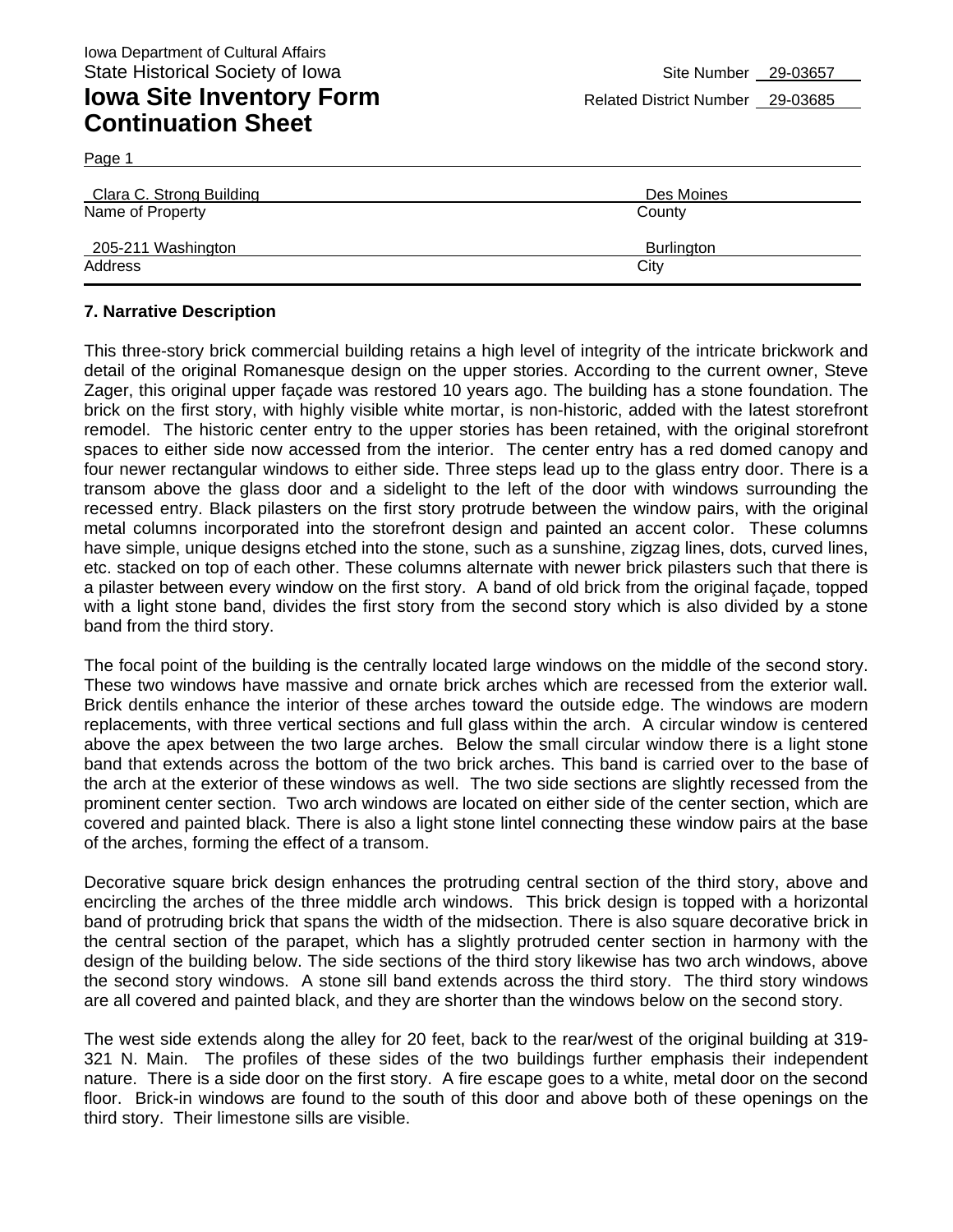Iowa Department of Cultural Affairs
State Historical Society of Iowa

Site Number 29-03657

# Iowa Site Inventory Form Continuation Sheet

Related District Number 29-03685

Page 1

| | |
|---|---|
| Clara C. Strong Building | Des Moines |
| Name of Property | County |
| 205-211 Washington | Burlington |
| Address | City |

### 7. Narrative Description

This three-story brick commercial building retains a high level of integrity of the intricate brickwork and detail of the original Romanesque design on the upper stories. According to the current owner, Steve Zager, this original upper façade was restored 10 years ago. The building has a stone foundation. The brick on the first story, with highly visible white mortar, is non-historic, added with the latest storefront remodel. The historic center entry to the upper stories has been retained, with the original storefront spaces to either side now accessed from the interior. The center entry has a red domed canopy and four newer rectangular windows to either side. Three steps lead up to the glass entry door. There is a transom above the glass door and a sidelight to the left of the door with windows surrounding the recessed entry. Black pilasters on the first story protrude between the window pairs, with the original metal columns incorporated into the storefront design and painted an accent color. These columns have simple, unique designs etched into the stone, such as a sunshine, zigzag lines, dots, curved lines, etc. stacked on top of each other. These columns alternate with newer brick pilasters such that there is a pilaster between every window on the first story. A band of old brick from the original façade, topped with a light stone band, divides the first story from the second story which is also divided by a stone band from the third story.

The focal point of the building is the centrally located large windows on the middle of the second story. These two windows have massive and ornate brick arches which are recessed from the exterior wall. Brick dentils enhance the interior of these arches toward the outside edge. The windows are modern replacements, with three vertical sections and full glass within the arch. A circular window is centered above the apex between the two large arches. Below the small circular window there is a light stone band that extends across the bottom of the two brick arches. This band is carried over to the base of the arch at the exterior of these windows as well. The two side sections are slightly recessed from the prominent center section. Two arch windows are located on either side of the center section, which are covered and painted black. There is also a light stone lintel connecting these window pairs at the base of the arches, forming the effect of a transom.

Decorative square brick design enhances the protruding central section of the third story, above and encircling the arches of the three middle arch windows. This brick design is topped with a horizontal band of protruding brick that spans the width of the midsection. There is also square decorative brick in the central section of the parapet, which has a slightly protruded center section in harmony with the design of the building below. The side sections of the third story likewise has two arch windows, above the second story windows. A stone sill band extends across the third story. The third story windows are all covered and painted black, and they are shorter than the windows below on the second story.

The west side extends along the alley for 20 feet, back to the rear/west of the original building at 319-321 N. Main. The profiles of these sides of the two buildings further emphasis their independent nature. There is a side door on the first story. A fire escape goes to a white, metal door on the second floor. Brick-in windows are found to the south of this door and above both of these openings on the third story. Their limestone sills are visible.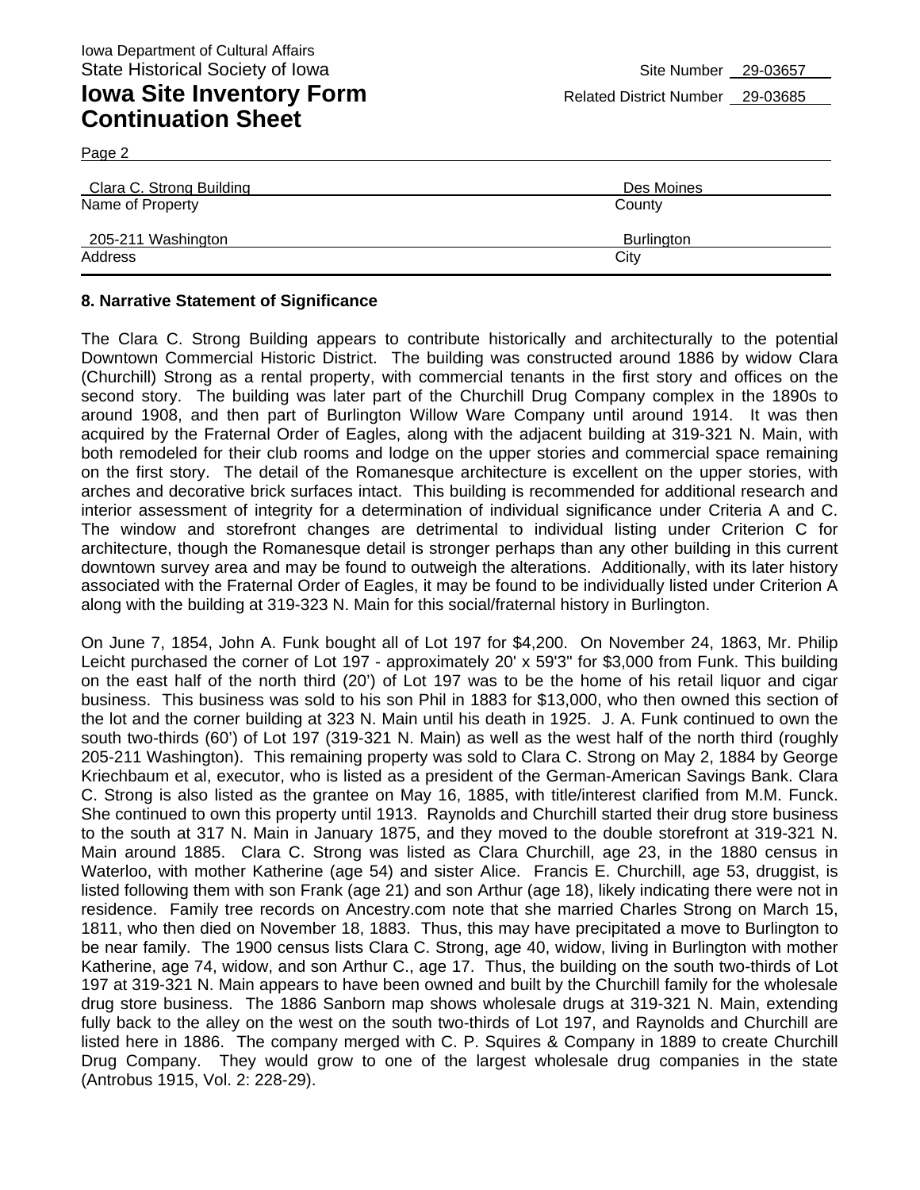Iowa Department of Cultural Affairs
State Historical Society of Iowa

Site Number 29-03657

# Iowa Site Inventory Form Continuation Sheet

Related District Number 29-03685

Page 2

| | |
|---|---|
| Clara C. Strong Building | Des Moines |
| Name of Property | County |
| 205-211 Washington | Burlington |
| Address | City |

## 8. Narrative Statement of Significance

The Clara C. Strong Building appears to contribute historically and architecturally to the potential Downtown Commercial Historic District. The building was constructed around 1886 by widow Clara (Churchill) Strong as a rental property, with commercial tenants in the first story and offices on the second story. The building was later part of the Churchill Drug Company complex in the 1890s to around 1908, and then part of Burlington Willow Ware Company until around 1914. It was then acquired by the Fraternal Order of Eagles, along with the adjacent building at 319-321 N. Main, with both remodeled for their club rooms and lodge on the upper stories and commercial space remaining on the first story. The detail of the Romanesque architecture is excellent on the upper stories, with arches and decorative brick surfaces intact. This building is recommended for additional research and interior assessment of integrity for a determination of individual significance under Criteria A and C. The window and storefront changes are detrimental to individual listing under Criterion C for architecture, though the Romanesque detail is stronger perhaps than any other building in this current downtown survey area and may be found to outweigh the alterations. Additionally, with its later history associated with the Fraternal Order of Eagles, it may be found to be individually listed under Criterion A along with the building at 319-323 N. Main for this social/fraternal history in Burlington.

On June 7, 1854, John A. Funk bought all of Lot 197 for $4,200. On November 24, 1863, Mr. Philip Leicht purchased the corner of Lot 197 - approximately 20' x 59'3" for $3,000 from Funk. This building on the east half of the north third (20') of Lot 197 was to be the home of his retail liquor and cigar business. This business was sold to his son Phil in 1883 for $13,000, who then owned this section of the lot and the corner building at 323 N. Main until his death in 1925. J. A. Funk continued to own the south two-thirds (60') of Lot 197 (319-321 N. Main) as well as the west half of the north third (roughly 205-211 Washington). This remaining property was sold to Clara C. Strong on May 2, 1884 by George Kriechbaum et al, executor, who is listed as a president of the German-American Savings Bank. Clara C. Strong is also listed as the grantee on May 16, 1885, with title/interest clarified from M.M. Funck. She continued to own this property until 1913. Raynolds and Churchill started their drug store business to the south at 317 N. Main in January 1875, and they moved to the double storefront at 319-321 N. Main around 1885. Clara C. Strong was listed as Clara Churchill, age 23, in the 1880 census in Waterloo, with mother Katherine (age 54) and sister Alice. Francis E. Churchill, age 53, druggist, is listed following them with son Frank (age 21) and son Arthur (age 18), likely indicating there were not in residence. Family tree records on Ancestry.com note that she married Charles Strong on March 15, 1811, who then died on November 18, 1883. Thus, this may have precipitated a move to Burlington to be near family. The 1900 census lists Clara C. Strong, age 40, widow, living in Burlington with mother Katherine, age 74, widow, and son Arthur C., age 17. Thus, the building on the south two-thirds of Lot 197 at 319-321 N. Main appears to have been owned and built by the Churchill family for the wholesale drug store business. The 1886 Sanborn map shows wholesale drugs at 319-321 N. Main, extending fully back to the alley on the west on the south two-thirds of Lot 197, and Raynolds and Churchill are listed here in 1886. The company merged with C. P. Squires & Company in 1889 to create Churchill Drug Company. They would grow to one of the largest wholesale drug companies in the state (Antrobus 1915, Vol. 2: 228-29).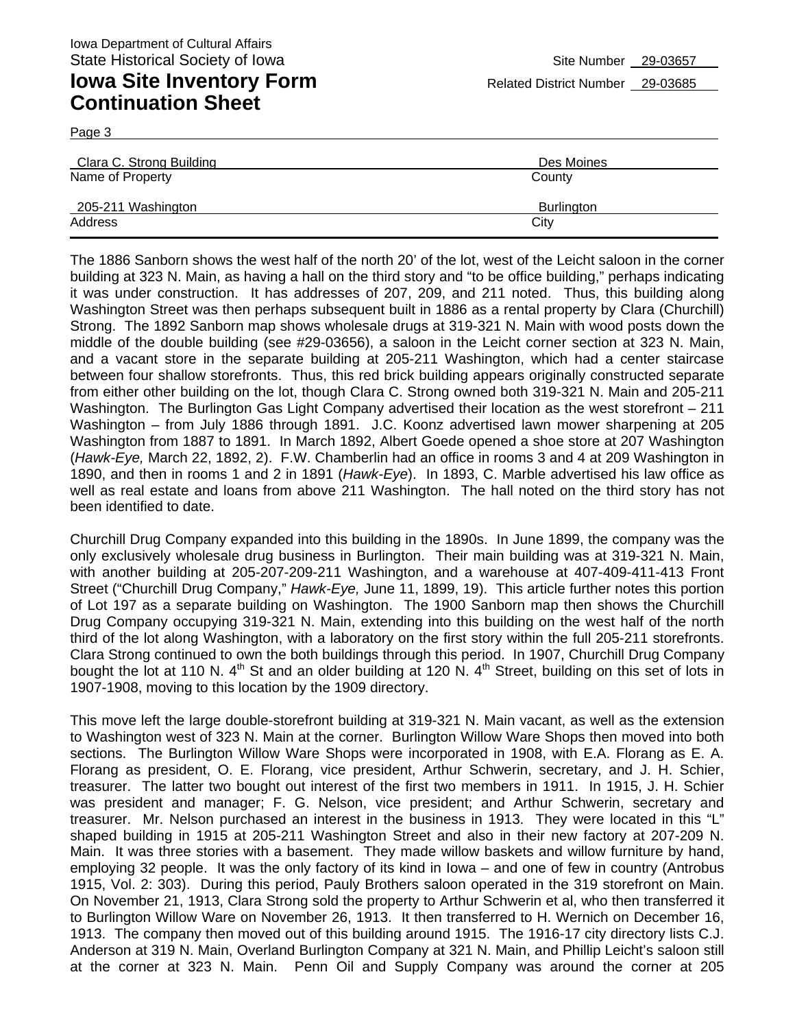The 1886 Sanborn shows the west half of the north 20' of the lot, west of the Leicht saloon in the corner building at 323 N. Main, as having a hall on the third story and "to be office building," perhaps indicating it was under construction. It has addresses of 207, 209, and 211 noted. Thus, this building along Washington Street was then perhaps subsequent built in 1886 as a rental property by Clara (Churchill) Strong. The 1892 Sanborn map shows wholesale drugs at 319-321 N. Main with wood posts down the middle of the double building (see #29-03656), a saloon in the Leicht corner section at 323 N. Main, and a vacant store in the separate building at 205-211 Washington, which had a center staircase between four shallow storefronts. Thus, this red brick building appears originally constructed separate from either other building on the lot, though Clara C. Strong owned both 319-321 N. Main and 205-211 Washington. The Burlington Gas Light Company advertised their location as the west storefront – 211 Washington – from July 1886 through 1891. J.C. Koonz advertised lawn mower sharpening at 205 Washington from 1887 to 1891. In March 1892, Albert Goede opened a shoe store at 207 Washington (*Hawk-Eye,* March 22, 1892, 2). F.W. Chamberlin had an office in rooms 3 and 4 at 209 Washington in 1890, and then in rooms 1 and 2 in 1891 (*Hawk-Eye*). In 1893, C. Marble advertised his law office as well as real estate and loans from above 211 Washington. The hall noted on the third story has not been identified to date.

Churchill Drug Company expanded into this building in the 1890s. In June 1899, the company was the only exclusively wholesale drug business in Burlington. Their main building was at 319-321 N. Main, with another building at 205-207-209-211 Washington, and a warehouse at 407-409-411-413 Front Street ("Churchill Drug Company," *Hawk-Eye,* June 11, 1899, 19). This article further notes this portion of Lot 197 as a separate building on Washington. The 1900 Sanborn map then shows the Churchill Drug Company occupying 319-321 N. Main, extending into this building on the west half of the north third of the lot along Washington, with a laboratory on the first story within the full 205-211 storefronts. Clara Strong continued to own the both buildings through this period. In 1907, Churchill Drug Company bought the lot at 110 N. 4th St and an older building at 120 N. 4th Street, building on this set of lots in 1907-1908, moving to this location by the 1909 directory.

This move left the large double-storefront building at 319-321 N. Main vacant, as well as the extension to Washington west of 323 N. Main at the corner. Burlington Willow Ware Shops then moved into both sections. The Burlington Willow Ware Shops were incorporated in 1908, with E.A. Florang as E. A. Florang as president, O. E. Florang, vice president, Arthur Schwerin, secretary, and J. H. Schier, treasurer. The latter two bought out interest of the first two members in 1911. In 1915, J. H. Schier was president and manager; F. G. Nelson, vice president; and Arthur Schwerin, secretary and treasurer. Mr. Nelson purchased an interest in the business in 1913. They were located in this "L" shaped building in 1915 at 205-211 Washington Street and also in their new factory at 207-209 N. Main. It was three stories with a basement. They made willow baskets and willow furniture by hand, employing 32 people. It was the only factory of its kind in Iowa – and one of few in country (Antrobus 1915, Vol. 2: 303). During this period, Pauly Brothers saloon operated in the 319 storefront on Main. On November 21, 1913, Clara Strong sold the property to Arthur Schwerin et al, who then transferred it to Burlington Willow Ware on November 26, 1913. It then transferred to H. Wernich on December 16, 1913. The company then moved out of this building around 1915. The 1916-17 city directory lists C.J. Anderson at 319 N. Main, Overland Burlington Company at 321 N. Main, and Phillip Leicht's saloon still at the corner at 323 N. Main. Penn Oil and Supply Company was around the corner at 205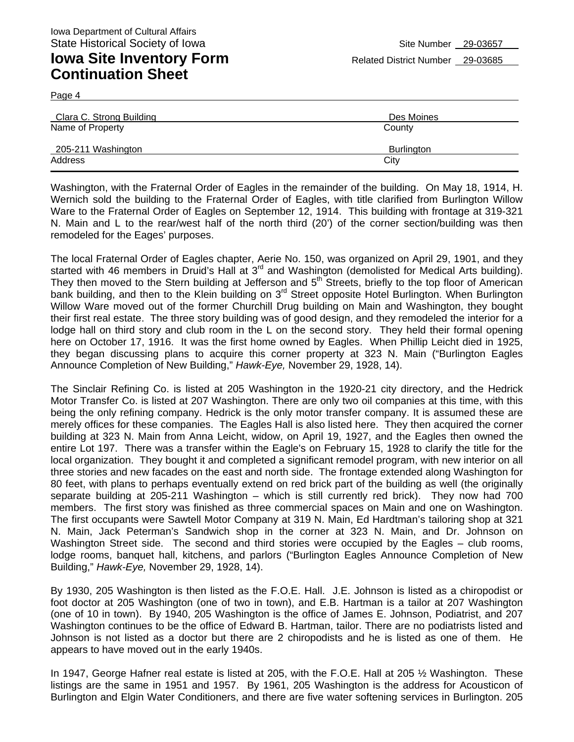| | |
|---|---|
| Clara C. Strong Building | Des Moines |
| Name of Property | County |
| 205-211 Washington | Burlington |
| Address | City |

Washington, with the Fraternal Order of Eagles in the remainder of the building. On May 18, 1914, H. Wernich sold the building to the Fraternal Order of Eagles, with title clarified from Burlington Willow Ware to the Fraternal Order of Eagles on September 12, 1914. This building with frontage at 319-321 N. Main and L to the rear/west half of the north third (20') of the corner section/building was then remodeled for the Eages' purposes.

The local Fraternal Order of Eagles chapter, Aerie No. 150, was organized on April 29, 1901, and they started with 46 members in Druid's Hall at 3rd and Washington (demolisted for Medical Arts building). They then moved to the Stern building at Jefferson and 5th Streets, briefly to the top floor of American bank building, and then to the Klein building on 3rd Street opposite Hotel Burlington. When Burlington Willow Ware moved out of the former Churchill Drug building on Main and Washington, they bought their first real estate. The three story building was of good design, and they remodeled the interior for a lodge hall on third story and club room in the L on the second story. They held their formal opening here on October 17, 1916. It was the first home owned by Eagles. When Phillip Leicht died in 1925, they began discussing plans to acquire this corner property at 323 N. Main ("Burlington Eagles Announce Completion of New Building," *Hawk-Eye,* November 29, 1928, 14).

The Sinclair Refining Co. is listed at 205 Washington in the 1920-21 city directory, and the Hedrick Motor Transfer Co. is listed at 207 Washington. There are only two oil companies at this time, with this being the only refining company. Hedrick is the only motor transfer company. It is assumed these are merely offices for these companies. The Eagles Hall is also listed here. They then acquired the corner building at 323 N. Main from Anna Leicht, widow, on April 19, 1927, and the Eagles then owned the entire Lot 197. There was a transfer within the Eagle's on February 15, 1928 to clarify the title for the local organization. They bought it and completed a significant remodel program, with new interior on all three stories and new facades on the east and north side. The frontage extended along Washington for 80 feet, with plans to perhaps eventually extend on red brick part of the building as well (the originally separate building at 205-211 Washington – which is still currently red brick). They now had 700 members. The first story was finished as three commercial spaces on Main and one on Washington. The first occupants were Sawtell Motor Company at 319 N. Main, Ed Hardtman's tailoring shop at 321 N. Main, Jack Peterman's Sandwich shop in the corner at 323 N. Main, and Dr. Johnson on Washington Street side. The second and third stories were occupied by the Eagles – club rooms, lodge rooms, banquet hall, kitchens, and parlors ("Burlington Eagles Announce Completion of New Building," *Hawk-Eye,* November 29, 1928, 14).

By 1930, 205 Washington is then listed as the F.O.E. Hall. J.E. Johnson is listed as a chiropodist or foot doctor at 205 Washington (one of two in town), and E.B. Hartman is a tailor at 207 Washington (one of 10 in town). By 1940, 205 Washington is the office of James E. Johnson, Podiatrist, and 207 Washington continues to be the office of Edward B. Hartman, tailor. There are no podiatrists listed and Johnson is not listed as a doctor but there are 2 chiropodists and he is listed as one of them. He appears to have moved out in the early 1940s.

In 1947, George Hafner real estate is listed at 205, with the F.O.E. Hall at 205 ½ Washington. These listings are the same in 1951 and 1957. By 1961, 205 Washington is the address for Acousticon of Burlington and Elgin Water Conditioners, and there are five water softening services in Burlington. 205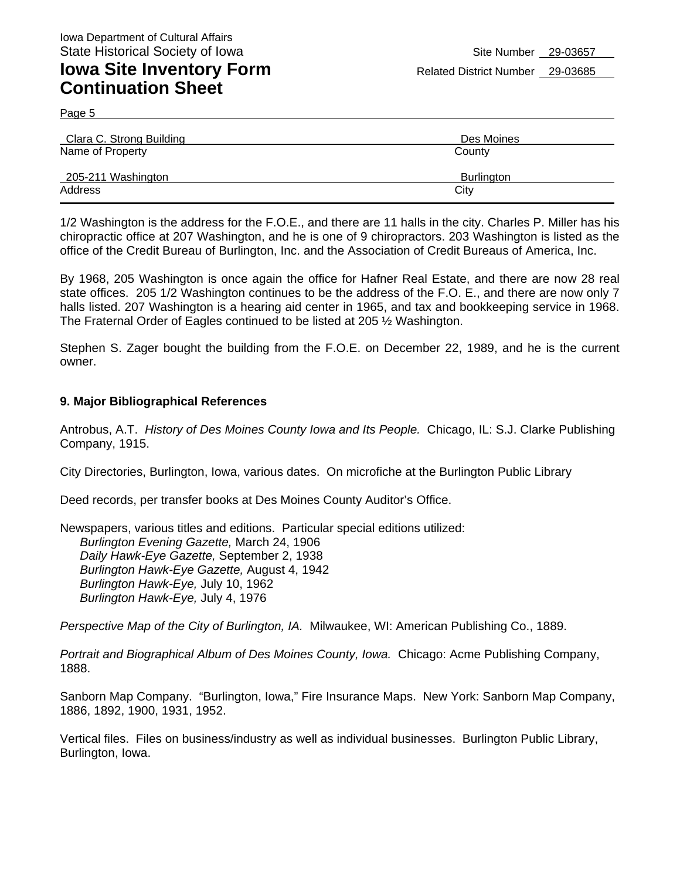Iowa Department of Cultural Affairs
State Historical Society of Iowa

Site Number 29-03657

# Iowa Site Inventory Form Continuation Sheet

Related District Number 29-03685

Page 5

| Clara C. Strong Building | Des Moines |
|---|---|
| Name of Property | County |
| 205-211 Washington | Burlington |
| Address | City |

1/2 Washington is the address for the F.O.E., and there are 11 halls in the city. Charles P. Miller has his chiropractic office at 207 Washington, and he is one of 9 chiropractors. 203 Washington is listed as the office of the Credit Bureau of Burlington, Inc. and the Association of Credit Bureaus of America, Inc.

By 1968, 205 Washington is once again the office for Hafner Real Estate, and there are now 28 real state offices. 205 1/2 Washington continues to be the address of the F.O. E., and there are now only 7 halls listed. 207 Washington is a hearing aid center in 1965, and tax and bookkeeping service in 1968. The Fraternal Order of Eagles continued to be listed at 205 ½ Washington.

Stephen S. Zager bought the building from the F.O.E. on December 22, 1989, and he is the current owner.

**9. Major Bibliographical References**

Antrobus, A.T. *History of Des Moines County Iowa and Its People.* Chicago, IL: S.J. Clarke Publishing Company, 1915.

City Directories, Burlington, Iowa, various dates. On microfiche at the Burlington Public Library

Deed records, per transfer books at Des Moines County Auditor's Office.

Newspapers, various titles and editions. Particular special editions utilized:
*Burlington Evening Gazette,* March 24, 1906
*Daily Hawk-Eye Gazette,* September 2, 1938
*Burlington Hawk-Eye Gazette,* August 4, 1942
*Burlington Hawk-Eye,* July 10, 1962
*Burlington Hawk-Eye,* July 4, 1976

*Perspective Map of the City of Burlington, IA.* Milwaukee, WI: American Publishing Co., 1889.

*Portrait and Biographical Album of Des Moines County, Iowa.* Chicago: Acme Publishing Company, 1888.

Sanborn Map Company. "Burlington, Iowa," Fire Insurance Maps. New York: Sanborn Map Company, 1886, 1892, 1900, 1931, 1952.

Vertical files. Files on business/industry as well as individual businesses. Burlington Public Library, Burlington, Iowa.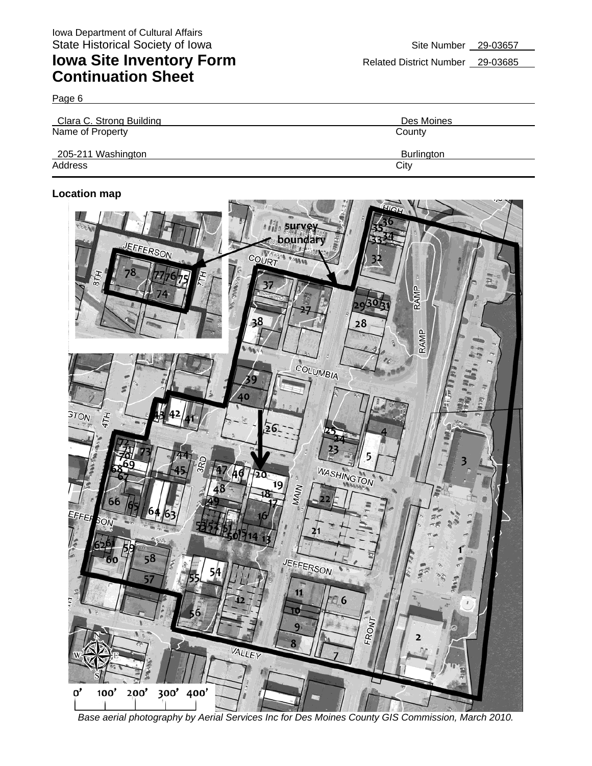Iowa Department of Cultural Affairs
State Historical Society of Iowa

# Iowa Site Inventory Form Continuation Sheet

Site Number 29-03657

Related District Number 29-03685

| | |
|---|---|
| Clara C. Strong Building | Des Moines |
| Name of Property | County |
| 205-211 Washington | Burlington |
| Address | City |

**Location map**

survey boundary

JEFFERSON
8TH
7TH
78 77 76 75 74
COURT
HIGH
36 35 34 33 32
37 27 38
29 30 31 28
RAMP
RAMP
COLUMBIA
39 40
GTON 4TH
43 42 41
26
25 24 23
4 5 3
72 71 70 73 69 68 67
44 45
3RD
47 46 20 19
WASHINGTON
48 18 17 49
MAIN
22
66 65 64 63
EFFERSON
16
53 52 51 50 15 14 13
21
1
62 61 60 59 58 57
55 54
JEFFERSON
12
11 6 10
56
9 8 7
FRONT
2
VALLEY

0' 100' 200' 300' 400'

*Base aerial photography by Aerial Services Inc for Des Moines County GIS Commission, March 2010.*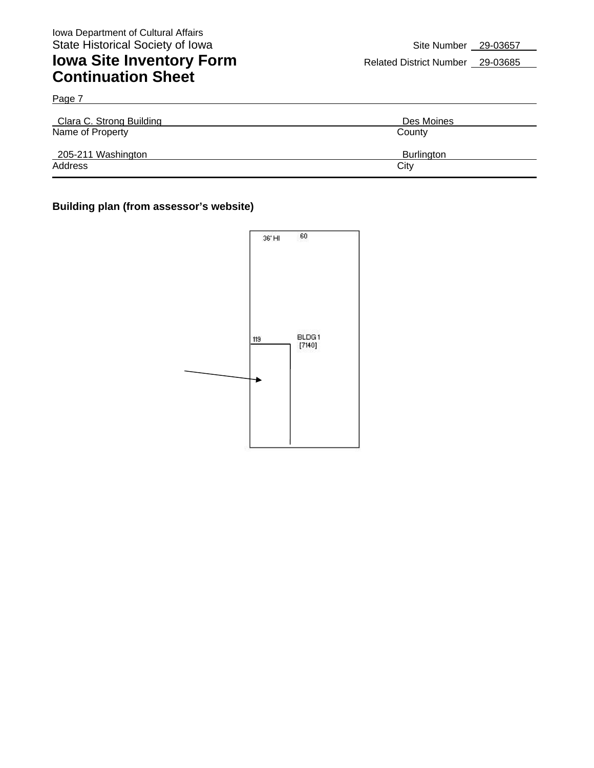Iowa Department of Cultural Affairs
State Historical Society of Iowa

# Iowa Site Inventory Form Continuation Sheet

Site Number 29-03657
Related District Number 29-03685

Page 7

| | |
|---|---|
| Clara C. Strong Building | Des Moines |
| Name of Property | County |
| 205-211 Washington | Burlington |
| Address | City |

**Building plan (from assessor's website)**

36' HI
60
119
BLDG 1
[7140]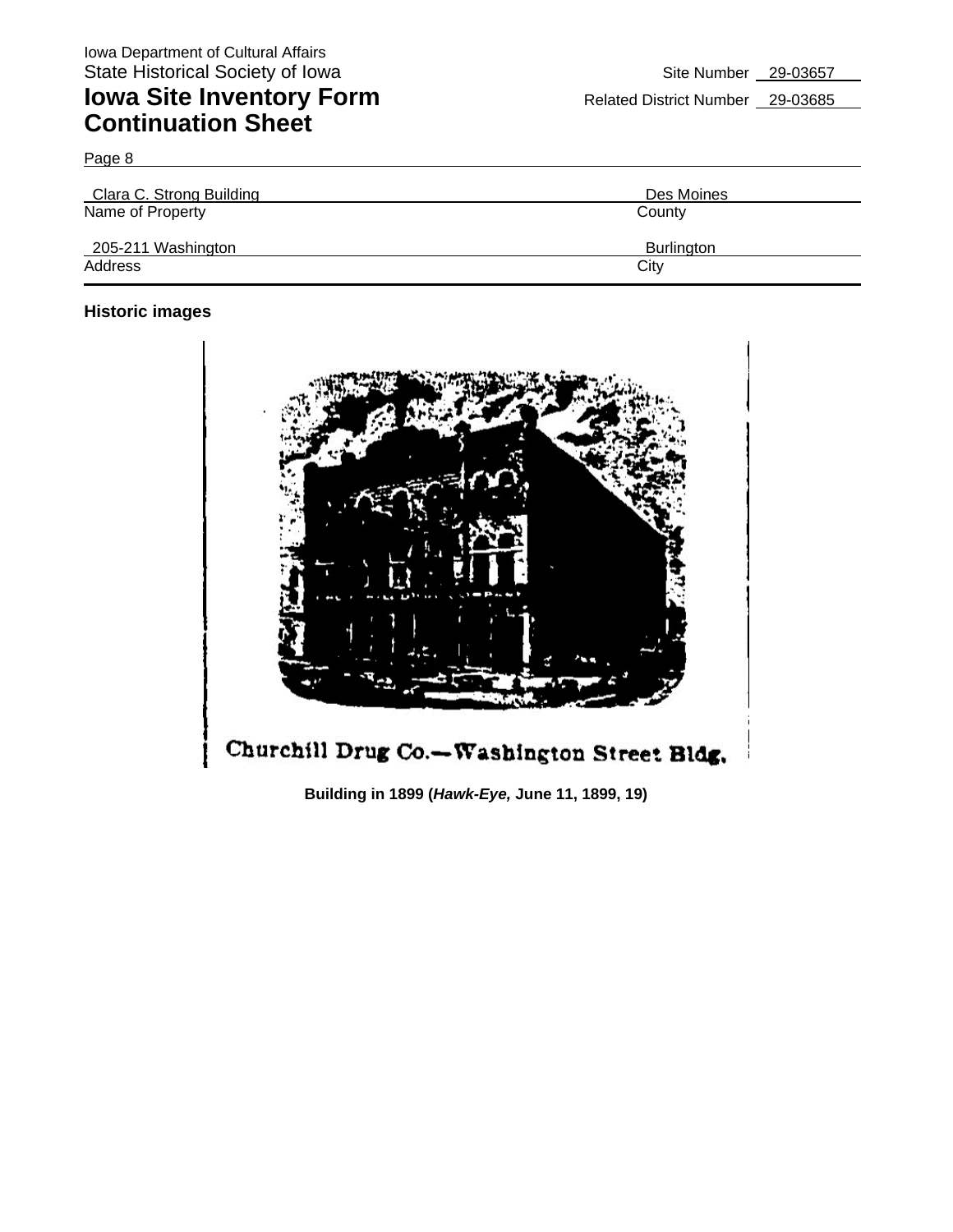Iowa Department of Cultural Affairs
State Historical Society of Iowa

# Iowa Site Inventory Form Continuation Sheet

Site Number 29-03657

Related District Number 29-03685

Page 8

| | |
|---|---|
| Clara C. Strong Building | Des Moines |
| Name of Property | County |
| 205-211 Washington | Burlington |
| Address | City |

### Historic images

Churchill Drug Co.—Washington Street Bldg.

**Building in 1899 (*Hawk-Eye,* June 11, 1899, 19)**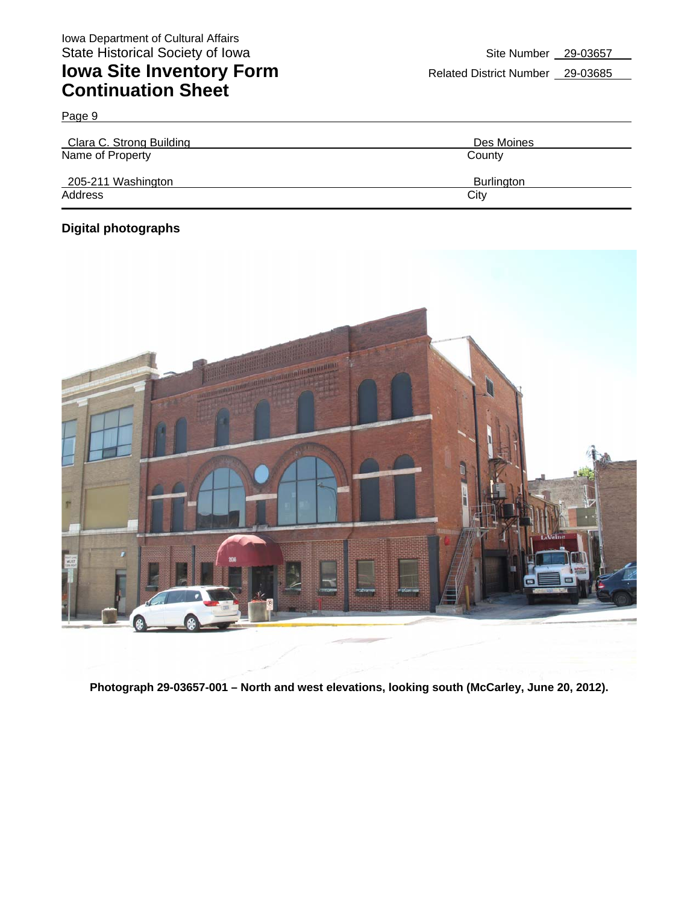Iowa Department of Cultural Affairs
State Historical Society of Iowa

# Iowa Site Inventory Form Continuation Sheet

Site Number 29-03657
Related District Number 29-03685

Page 9

| | |
|---|---|
| Clara C. Strong Building | Des Moines |
| Name of Property | County |
| 205-211 Washington | Burlington |
| Address | City |

## Digital photographs

**Photograph 29-03657-001 – North and west elevations, looking south (McCarley, June 20, 2012).**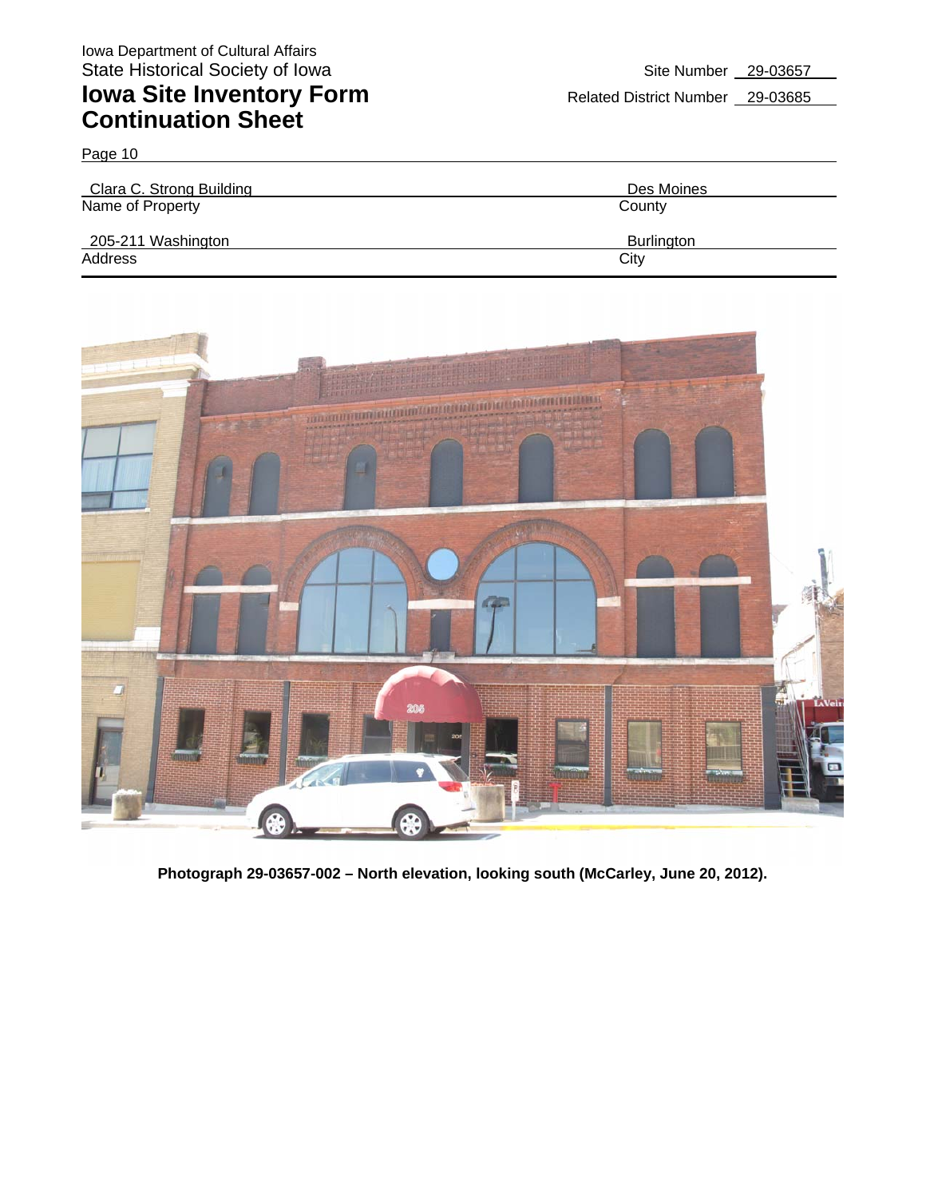Iowa Department of Cultural Affairs
State Historical Society of Iowa

# Iowa Site Inventory Form Continuation Sheet

Site Number 29-03657

Related District Number 29-03685

Page 10

| Clara C. Strong Building | Des Moines |
|---|---|
| Name of Property | County |
| 205-211 Washington | Burlington |
| Address | City |

**Photograph 29-03657-002 – North elevation, looking south (McCarley, June 20, 2012).**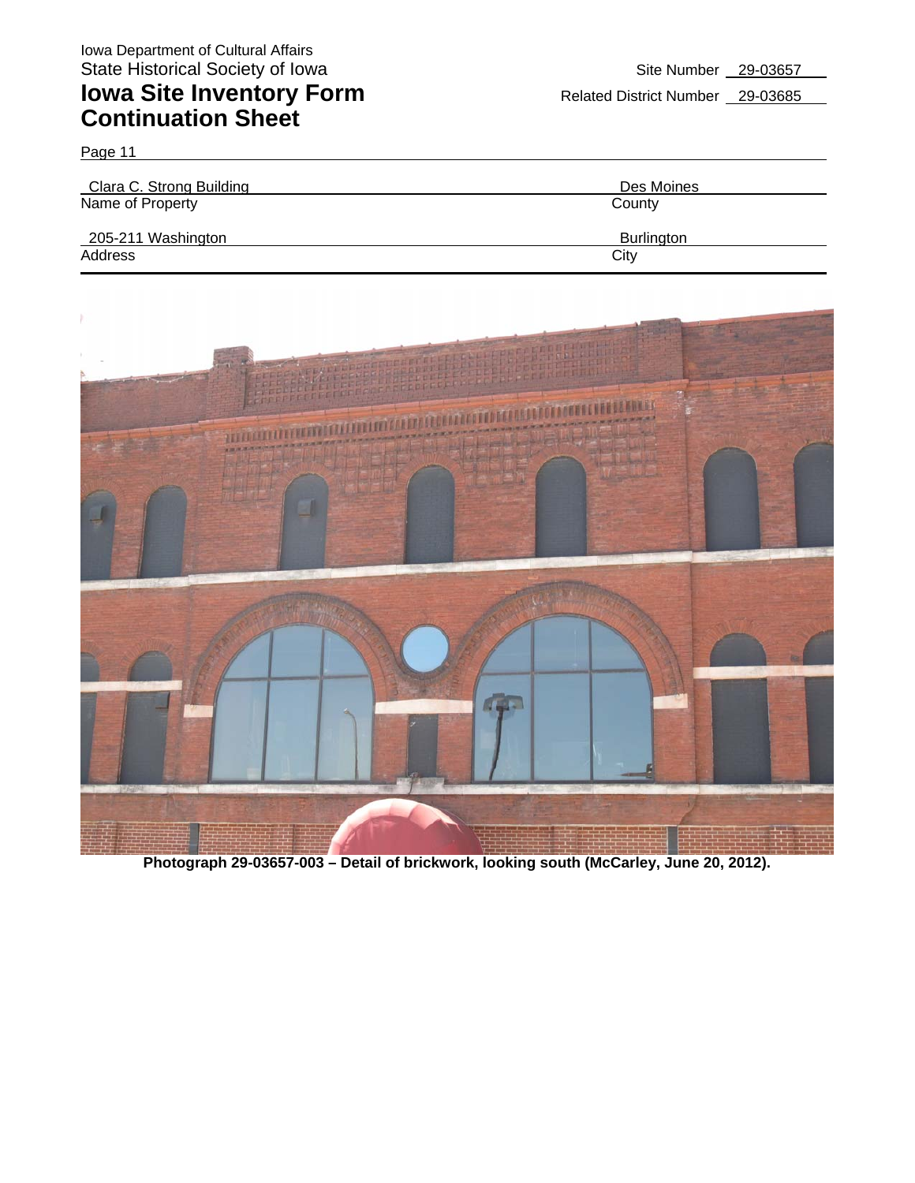Page 11

| | |
|---|---|
| Clara C. Strong Building | Des Moines |
| Name of Property | County |
| 205-211 Washington | Burlington |
| Address | City |

**Photograph 29-03657-003 – Detail of brickwork, looking south (McCarley, June 20, 2012).**